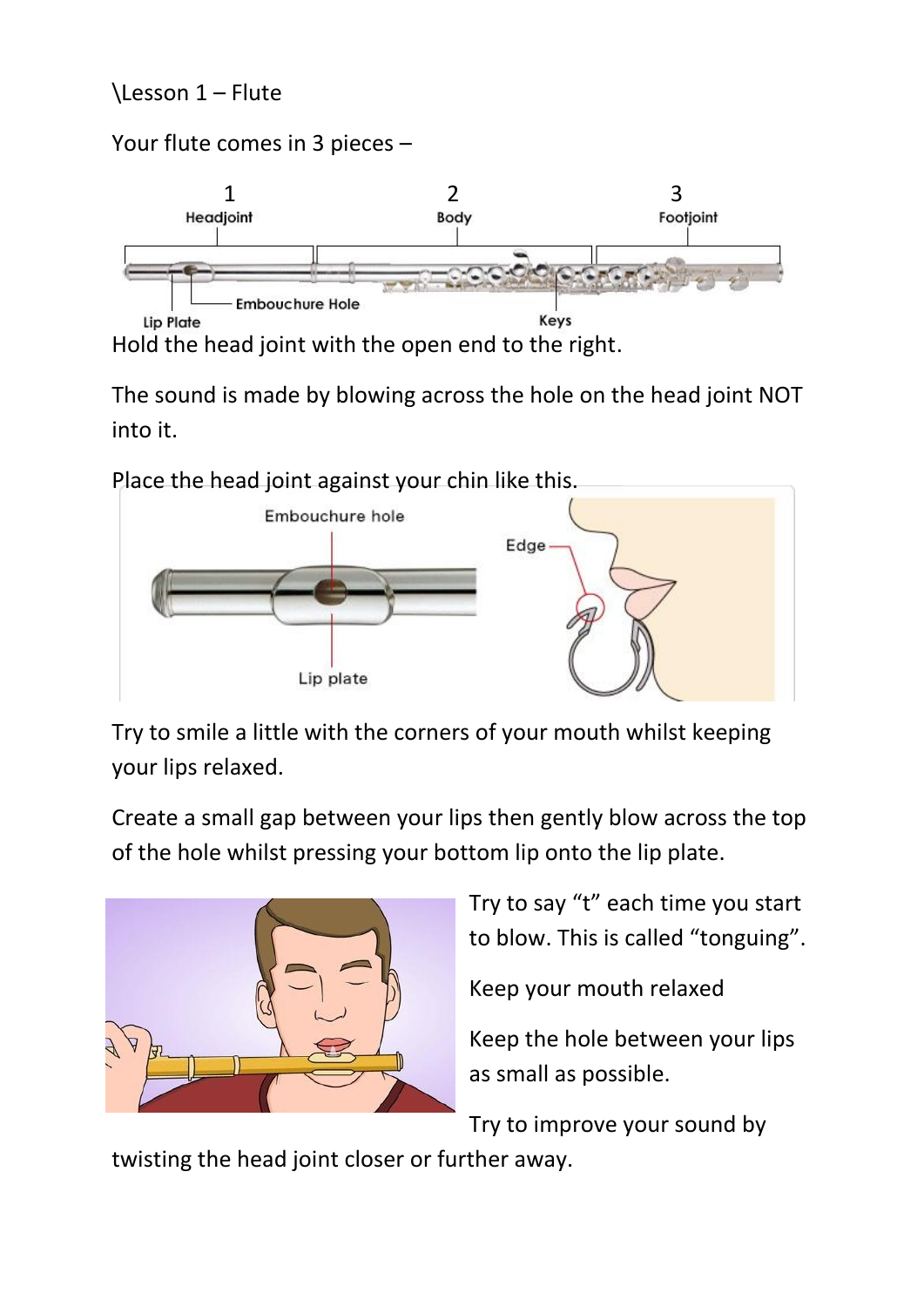\Lesson 1 – Flute

Your flute comes in 3 pieces –

Hold the head joint with the open end to the right.

The sound is made by blowing across the hole on the head joint NOT into it.

Place the head joint against your chin like this.

Try to smile a little with the corners of your mouth whilst keeping your lips relaxed.

Create a small gap between your lips then gently blow across the top of the hole whilst pressing your bottom lip onto the lip plate.

Try to say "t" each time you start to blow. This is called "tonguing".

Keep your mouth relaxed

Keep the hole between your lips as small as possible.

Try to improve your sound by twisting the head joint closer or further away.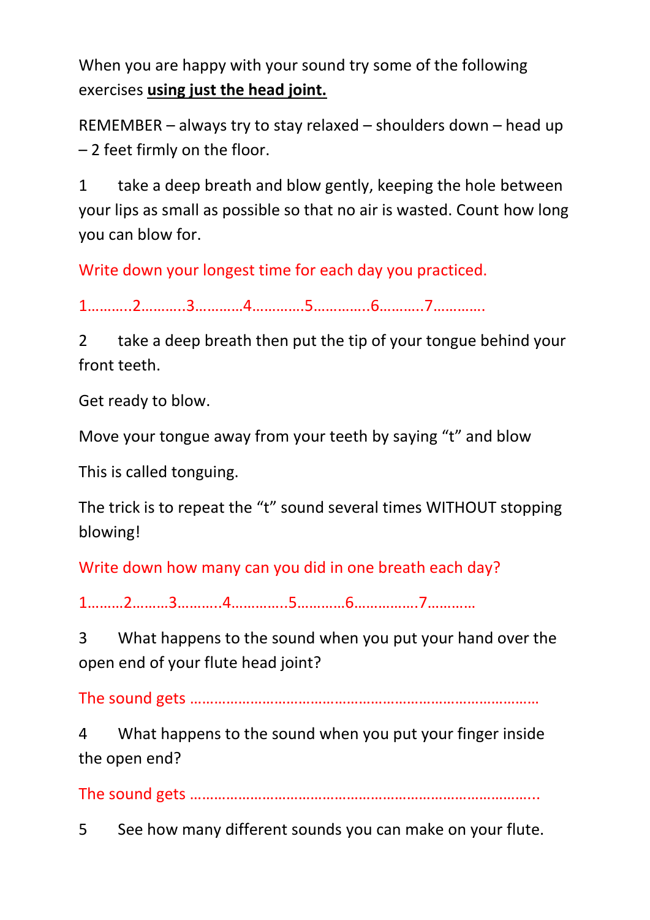When you are happy with your sound try some of the following exercises **using just the head joint.**

REMEMBER – always try to stay relaxed – shoulders down – head up – 2 feet firmly on the floor.

1 take a deep breath and blow gently, keeping the hole between your lips as small as possible so that no air is wasted. Count how long you can blow for.

Write down your longest time for each day you practiced.

1………..2………..3…………4………….5…………..6………..7………….

2 take a deep breath then put the tip of your tongue behind your front teeth.

Get ready to blow.

Move your tongue away from your teeth by saying "t" and blow

This is called tonguing.

The trick is to repeat the "t" sound several times WITHOUT stopping blowing!

Write down how many can you did in one breath each day?

1………2………3………..4…………..5…………6…………….7…………

3 What happens to the sound when you put your hand over the open end of your flute head joint?

The sound gets ……………………………………………………………………………

4 What happens to the sound when you put your finger inside the open end?

The sound gets …………………………………………………………………………..

5 See how many different sounds you can make on your flute.